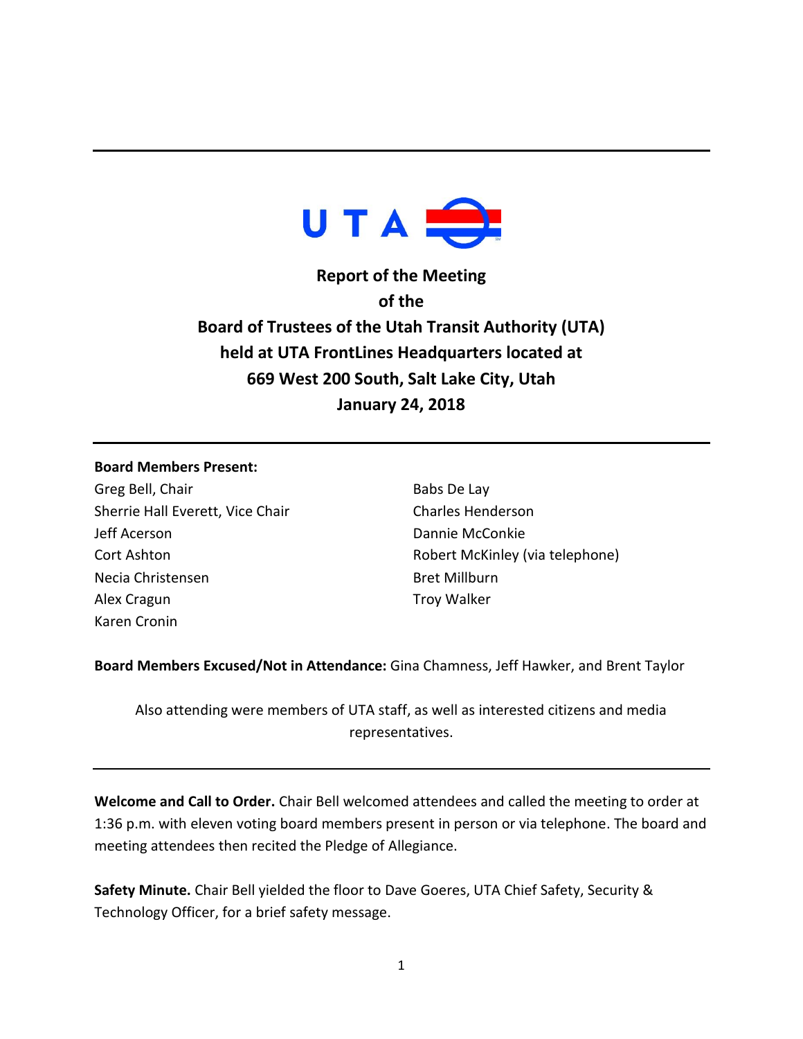# Report of the Meeting of the Board of Trustees of the Utah Transit Authority (UTA) held at UTA FrontLines Headquarters located at 669 West 200 South, Salt Lake City, Utah January 24, 2018

**Board Members Present:**

Greg Bell, Chair
Sherrie Hall Everett, Vice Chair
Jeff Acerson
Cort Ashton
Necia Christensen
Alex Cragun
Karen Cronin
Babs De Lay
Charles Henderson
Dannie McConkie
Robert McKinley (via telephone)
Bret Millburn
Troy Walker

**Board Members Excused/Not in Attendance:** Gina Chamness, Jeff Hawker, and Brent Taylor

Also attending were members of UTA staff, as well as interested citizens and media representatives.

**Welcome and Call to Order.** Chair Bell welcomed attendees and called the meeting to order at 1:36 p.m. with eleven voting board members present in person or via telephone. The board and meeting attendees then recited the Pledge of Allegiance.

**Safety Minute.** Chair Bell yielded the floor to Dave Goeres, UTA Chief Safety, Security & Technology Officer, for a brief safety message.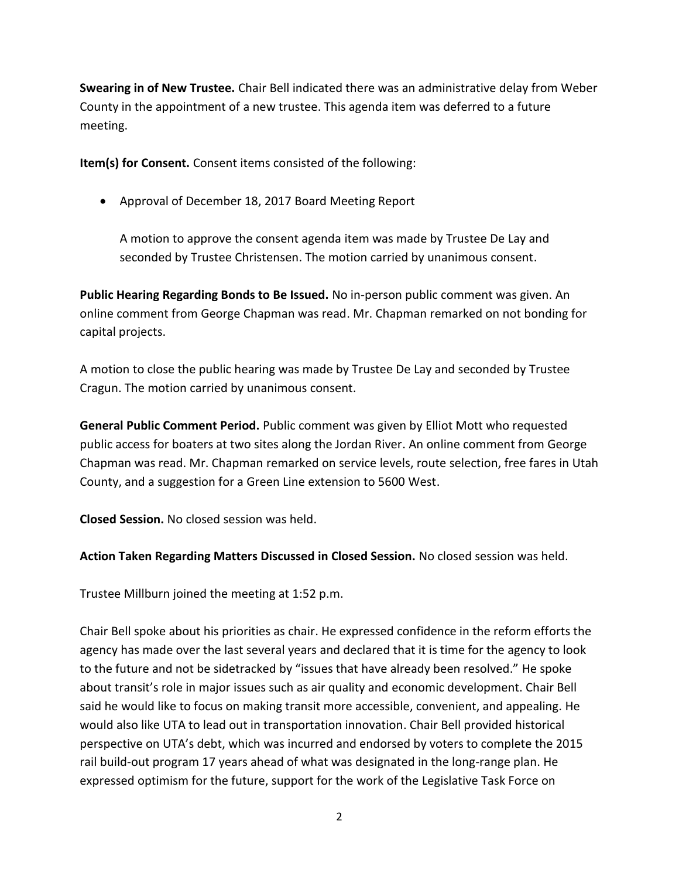**Swearing in of New Trustee.** Chair Bell indicated there was an administrative delay from Weber County in the appointment of a new trustee. This agenda item was deferred to a future meeting.

**Item(s) for Consent.** Consent items consisted of the following:

- Approval of December 18, 2017 Board Meeting Report

  A motion to approve the consent agenda item was made by Trustee De Lay and seconded by Trustee Christensen. The motion carried by unanimous consent.

**Public Hearing Regarding Bonds to Be Issued.** No in-person public comment was given. An online comment from George Chapman was read. Mr. Chapman remarked on not bonding for capital projects.

A motion to close the public hearing was made by Trustee De Lay and seconded by Trustee Cragun. The motion carried by unanimous consent.

**General Public Comment Period.** Public comment was given by Elliot Mott who requested public access for boaters at two sites along the Jordan River. An online comment from George Chapman was read. Mr. Chapman remarked on service levels, route selection, free fares in Utah County, and a suggestion for a Green Line extension to 5600 West.

**Closed Session.** No closed session was held.

**Action Taken Regarding Matters Discussed in Closed Session.** No closed session was held.

Trustee Millburn joined the meeting at 1:52 p.m.

Chair Bell spoke about his priorities as chair. He expressed confidence in the reform efforts the agency has made over the last several years and declared that it is time for the agency to look to the future and not be sidetracked by "issues that have already been resolved." He spoke about transit's role in major issues such as air quality and economic development. Chair Bell said he would like to focus on making transit more accessible, convenient, and appealing. He would also like UTA to lead out in transportation innovation. Chair Bell provided historical perspective on UTA's debt, which was incurred and endorsed by voters to complete the 2015 rail build-out program 17 years ahead of what was designated in the long-range plan. He expressed optimism for the future, support for the work of the Legislative Task Force on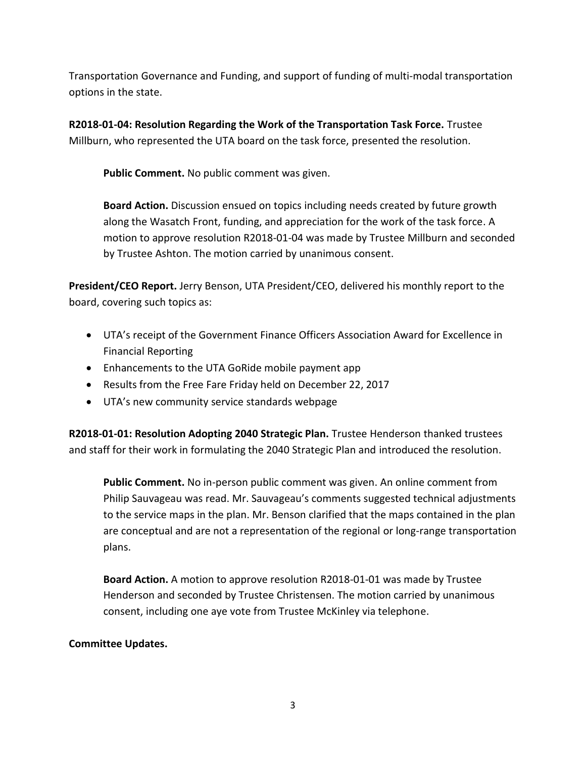Transportation Governance and Funding, and support of funding of multi-modal transportation options in the state.

**R2018-01-04: Resolution Regarding the Work of the Transportation Task Force.** Trustee Millburn, who represented the UTA board on the task force, presented the resolution.

> **Public Comment.** No public comment was given.
>
> **Board Action.** Discussion ensued on topics including needs created by future growth along the Wasatch Front, funding, and appreciation for the work of the task force. A motion to approve resolution R2018-01-04 was made by Trustee Millburn and seconded by Trustee Ashton. The motion carried by unanimous consent.

**President/CEO Report.** Jerry Benson, UTA President/CEO, delivered his monthly report to the board, covering such topics as:

- UTA's receipt of the Government Finance Officers Association Award for Excellence in Financial Reporting
- Enhancements to the UTA GoRide mobile payment app
- Results from the Free Fare Friday held on December 22, 2017
- UTA's new community service standards webpage

**R2018-01-01: Resolution Adopting 2040 Strategic Plan.** Trustee Henderson thanked trustees and staff for their work in formulating the 2040 Strategic Plan and introduced the resolution.

> **Public Comment.** No in-person public comment was given. An online comment from Philip Sauvageau was read. Mr. Sauvageau's comments suggested technical adjustments to the service maps in the plan. Mr. Benson clarified that the maps contained in the plan are conceptual and are not a representation of the regional or long-range transportation plans.
>
> **Board Action.** A motion to approve resolution R2018-01-01 was made by Trustee Henderson and seconded by Trustee Christensen. The motion carried by unanimous consent, including one aye vote from Trustee McKinley via telephone.

**Committee Updates.**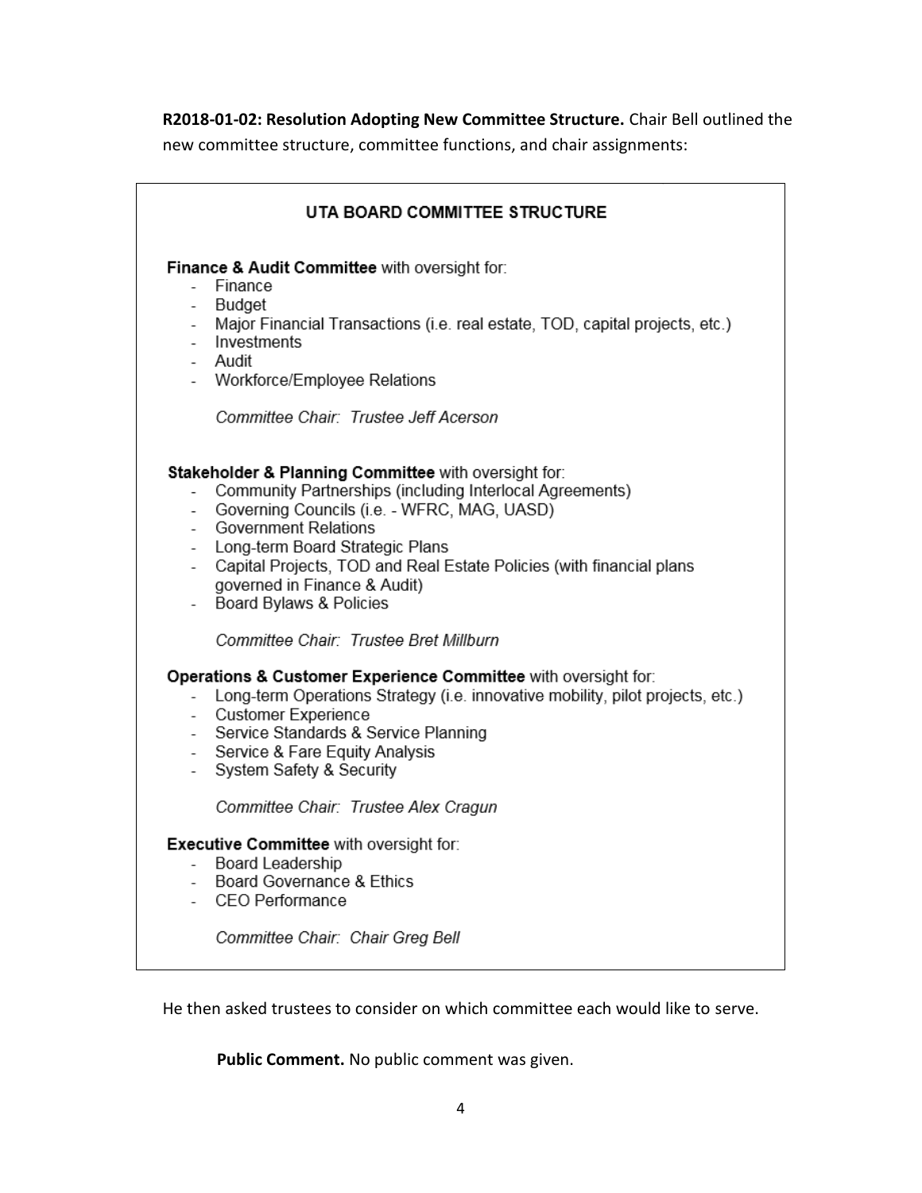**R2018-01-02: Resolution Adopting New Committee Structure.** Chair Bell outlined the new committee structure, committee functions, and chair assignments:

### UTA BOARD COMMITTEE STRUCTURE

**Finance & Audit Committee** with oversight for:

- Finance
- Budget
- Major Financial Transactions (i.e. real estate, TOD, capital projects, etc.)
- Investments
- Audit
- Workforce/Employee Relations

*Committee Chair: Trustee Jeff Acerson*

**Stakeholder & Planning Committee** with oversight for:

- Community Partnerships (including Interlocal Agreements)
- Governing Councils (i.e. - WFRC, MAG, UASD)
- Government Relations
- Long-term Board Strategic Plans
- Capital Projects, TOD and Real Estate Policies (with financial plans governed in Finance & Audit)
- Board Bylaws & Policies

*Committee Chair: Trustee Bret Millburn*

**Operations & Customer Experience Committee** with oversight for:

- Long-term Operations Strategy (i.e. innovative mobility, pilot projects, etc.)
- Customer Experience
- Service Standards & Service Planning
- Service & Fare Equity Analysis
- System Safety & Security

*Committee Chair: Trustee Alex Cragun*

**Executive Committee** with oversight for:

- Board Leadership
- Board Governance & Ethics
- CEO Performance

*Committee Chair: Chair Greg Bell*

He then asked trustees to consider on which committee each would like to serve.

**Public Comment.** No public comment was given.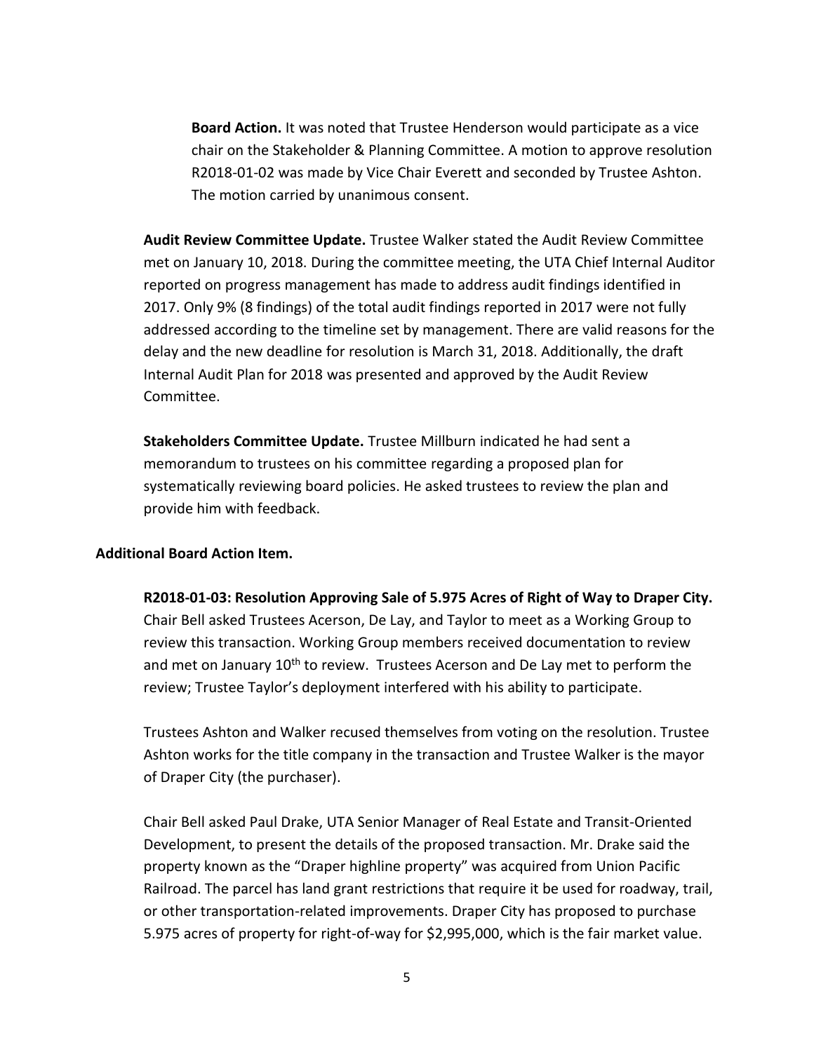**Board Action.** It was noted that Trustee Henderson would participate as a vice chair on the Stakeholder & Planning Committee. A motion to approve resolution R2018-01-02 was made by Vice Chair Everett and seconded by Trustee Ashton. The motion carried by unanimous consent.

**Audit Review Committee Update.** Trustee Walker stated the Audit Review Committee met on January 10, 2018. During the committee meeting, the UTA Chief Internal Auditor reported on progress management has made to address audit findings identified in 2017. Only 9% (8 findings) of the total audit findings reported in 2017 were not fully addressed according to the timeline set by management. There are valid reasons for the delay and the new deadline for resolution is March 31, 2018. Additionally, the draft Internal Audit Plan for 2018 was presented and approved by the Audit Review Committee.

**Stakeholders Committee Update.** Trustee Millburn indicated he had sent a memorandum to trustees on his committee regarding a proposed plan for systematically reviewing board policies. He asked trustees to review the plan and provide him with feedback.

**Additional Board Action Item.**

**R2018-01-03: Resolution Approving Sale of 5.975 Acres of Right of Way to Draper City.** Chair Bell asked Trustees Acerson, De Lay, and Taylor to meet as a Working Group to review this transaction. Working Group members received documentation to review and met on January 10th to review. Trustees Acerson and De Lay met to perform the review; Trustee Taylor's deployment interfered with his ability to participate.

Trustees Ashton and Walker recused themselves from voting on the resolution. Trustee Ashton works for the title company in the transaction and Trustee Walker is the mayor of Draper City (the purchaser).

Chair Bell asked Paul Drake, UTA Senior Manager of Real Estate and Transit-Oriented Development, to present the details of the proposed transaction. Mr. Drake said the property known as the "Draper highline property" was acquired from Union Pacific Railroad. The parcel has land grant restrictions that require it be used for roadway, trail, or other transportation-related improvements. Draper City has proposed to purchase 5.975 acres of property for right-of-way for $2,995,000, which is the fair market value.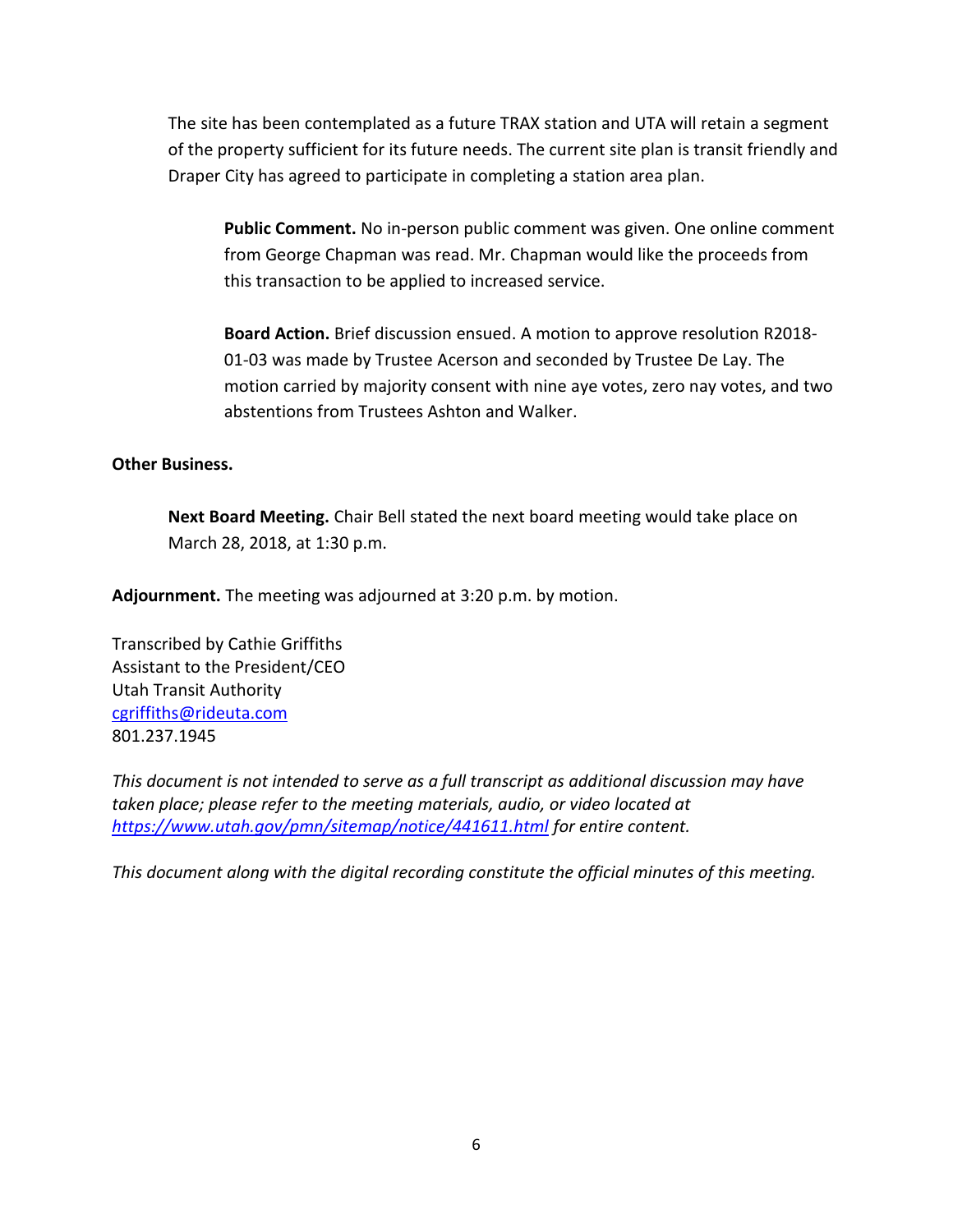The site has been contemplated as a future TRAX station and UTA will retain a segment of the property sufficient for its future needs. The current site plan is transit friendly and Draper City has agreed to participate in completing a station area plan.

**Public Comment.** No in-person public comment was given. One online comment from George Chapman was read. Mr. Chapman would like the proceeds from this transaction to be applied to increased service.

**Board Action.** Brief discussion ensued. A motion to approve resolution R2018-01-03 was made by Trustee Acerson and seconded by Trustee De Lay. The motion carried by majority consent with nine aye votes, zero nay votes, and two abstentions from Trustees Ashton and Walker.

**Other Business.**

**Next Board Meeting.** Chair Bell stated the next board meeting would take place on March 28, 2018, at 1:30 p.m.

**Adjournment.** The meeting was adjourned at 3:20 p.m. by motion.

Transcribed by Cathie Griffiths
Assistant to the President/CEO
Utah Transit Authority
cgriffiths@rideuta.com
801.237.1945

*This document is not intended to serve as a full transcript as additional discussion may have taken place; please refer to the meeting materials, audio, or video located at https://www.utah.gov/pmn/sitemap/notice/441611.html for entire content.*

*This document along with the digital recording constitute the official minutes of this meeting.*